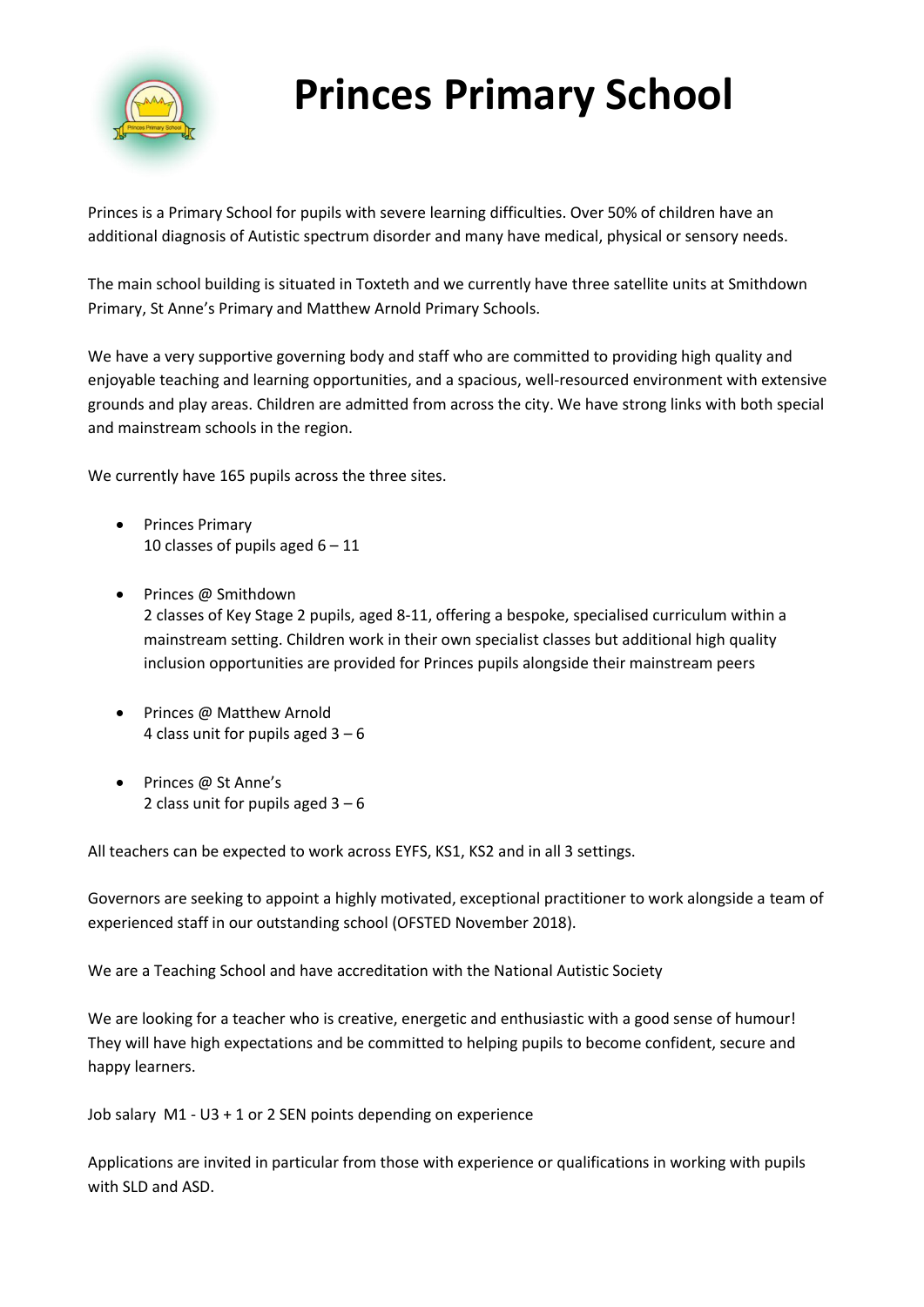# Princes Primary School

Princes is a Primary School for pupils with severe learning difficulties. Over 50% of children have an additional diagnosis of Autistic spectrum disorder and many have medical, physical or sensory needs.

The main school building is situated in Toxteth and we currently have three satellite units at Smithdown Primary, St Anne's Primary and Matthew Arnold Primary Schools.

We have a very supportive governing body and staff who are committed to providing high quality and enjoyable teaching and learning opportunities, and a spacious, well-resourced environment with extensive grounds and play areas. Children are admitted from across the city. We have strong links with both special and mainstream schools in the region.

We currently have 165 pupils across the three sites.

- Princes Primary
  10 classes of pupils aged 6 – 11

- Princes @ Smithdown
  2 classes of Key Stage 2 pupils, aged 8-11, offering a bespoke, specialised curriculum within a mainstream setting. Children work in their own specialist classes but additional high quality inclusion opportunities are provided for Princes pupils alongside their mainstream peers

- Princes @ Matthew Arnold
  4 class unit for pupils aged 3 – 6

- Princes @ St Anne's
  2 class unit for pupils aged 3 – 6

All teachers can be expected to work across EYFS, KS1, KS2 and in all 3 settings.

Governors are seeking to appoint a highly motivated, exceptional practitioner to work alongside a team of experienced staff in our outstanding school (OFSTED November 2018).

We are a Teaching School and have accreditation with the National Autistic Society

We are looking for a teacher who is creative, energetic and enthusiastic with a good sense of humour! They will have high expectations and be committed to helping pupils to become confident, secure and happy learners.

Job salary M1 - U3 + 1 or 2 SEN points depending on experience

Applications are invited in particular from those with experience or qualifications in working with pupils with SLD and ASD.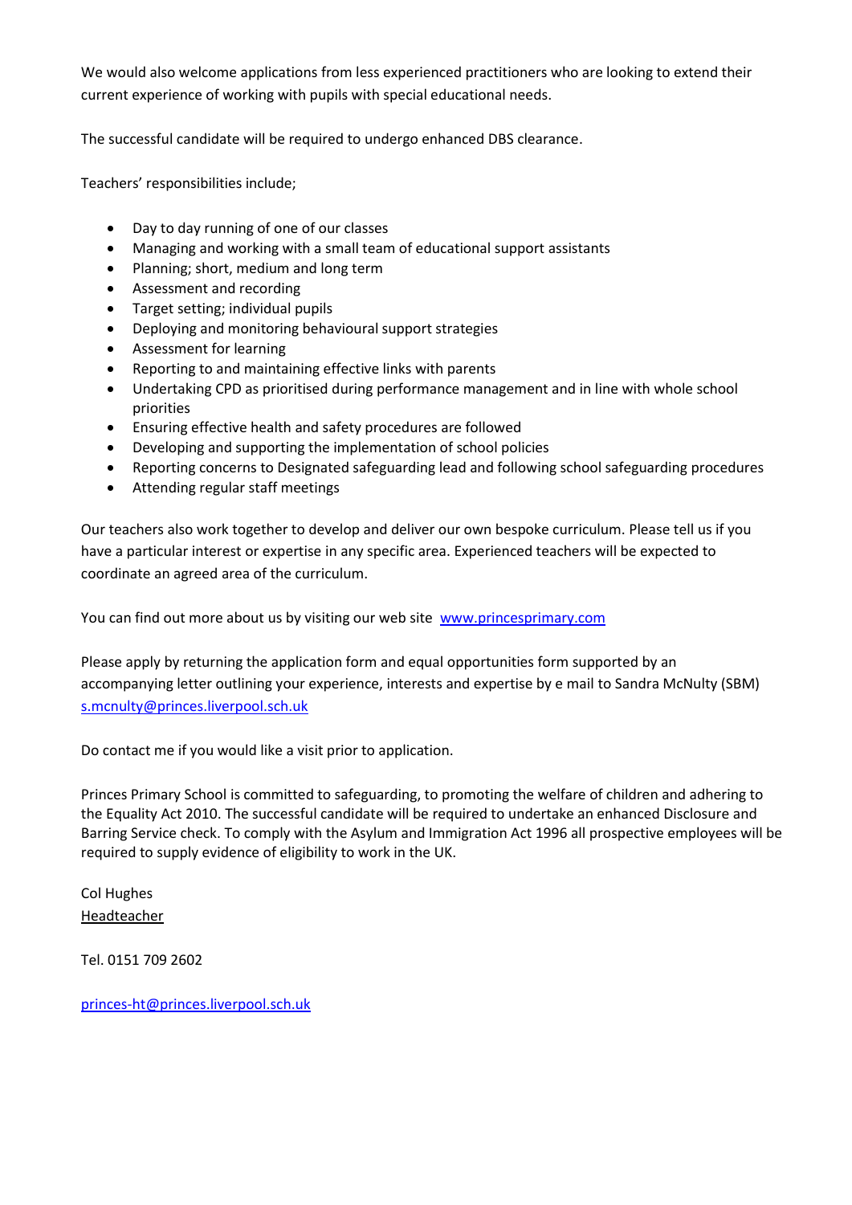We would also welcome applications from less experienced practitioners who are looking to extend their current experience of working with pupils with special educational needs.

The successful candidate will be required to undergo enhanced DBS clearance.

Teachers' responsibilities include;

- Day to day running of one of our classes
- Managing and working with a small team of educational support assistants
- Planning; short, medium and long term
- Assessment and recording
- Target setting; individual pupils
- Deploying and monitoring behavioural support strategies
- Assessment for learning
- Reporting to and maintaining effective links with parents
- Undertaking CPD as prioritised during performance management and in line with whole school priorities
- Ensuring effective health and safety procedures are followed
- Developing and supporting the implementation of school policies
- Reporting concerns to Designated safeguarding lead and following school safeguarding procedures
- Attending regular staff meetings

Our teachers also work together to develop and deliver our own bespoke curriculum. Please tell us if you have a particular interest or expertise in any specific area. Experienced teachers will be expected to coordinate an agreed area of the curriculum.

You can find out more about us by visiting our web site [www.princesprimary.com](www.princesprimary.com)

Please apply by returning the application form and equal opportunities form supported by an accompanying letter outlining your experience, interests and expertise by e mail to Sandra McNulty (SBM) [s.mcnulty@princes.liverpool.sch.uk](mailto:s.mcnulty@princes.liverpool.sch.uk)

Do contact me if you would like a visit prior to application.

Princes Primary School is committed to safeguarding, to promoting the welfare of children and adhering to the Equality Act 2010. The successful candidate will be required to undertake an enhanced Disclosure and Barring Service check. To comply with the Asylum and Immigration Act 1996 all prospective employees will be required to supply evidence of eligibility to work in the UK.

Col Hughes
Headteacher

Tel. 0151 709 2602

[princes-ht@princes.liverpool.sch.uk](mailto:princes-ht@princes.liverpool.sch.uk)